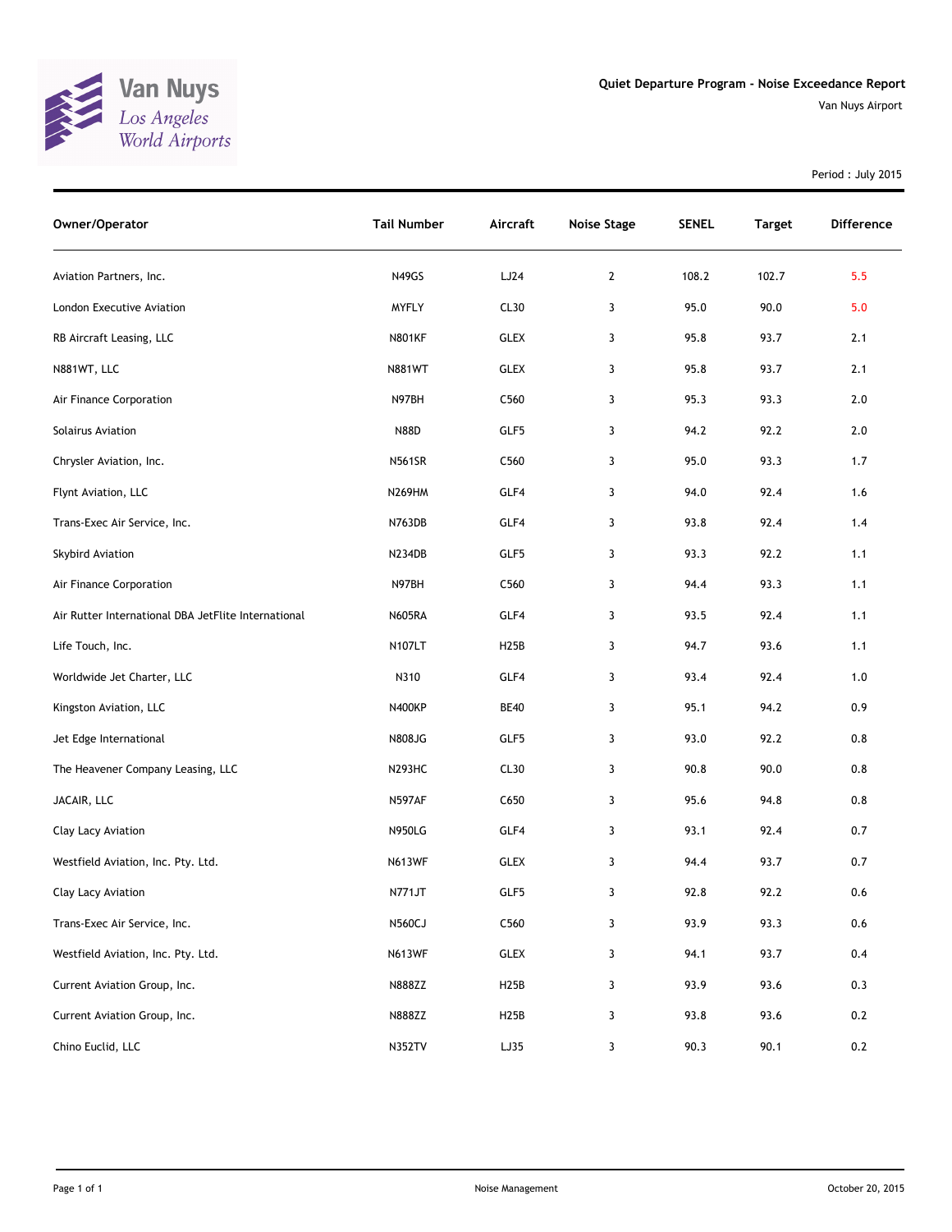Van Nuys
Los Angeles World Airports

# Quiet Departure Program - Noise Exceedance Report

Van Nuys Airport

Period : July 2015

| Owner/Operator | Tail Number | Aircraft | Noise Stage | SENEL | Target | Difference |
|---|---|---|---|---|---|---|
| Aviation Partners, Inc. | N49GS | LJ24 | 2 | 108.2 | 102.7 | 5.5 |
| London Executive Aviation | MYFLY | CL30 | 3 | 95.0 | 90.0 | 5.0 |
| RB Aircraft Leasing, LLC | N801KF | GLEX | 3 | 95.8 | 93.7 | 2.1 |
| N881WT, LLC | N881WT | GLEX | 3 | 95.8 | 93.7 | 2.1 |
| Air Finance Corporation | N97BH | C560 | 3 | 95.3 | 93.3 | 2.0 |
| Solairus Aviation | N88D | GLF5 | 3 | 94.2 | 92.2 | 2.0 |
| Chrysler Aviation, Inc. | N561SR | C560 | 3 | 95.0 | 93.3 | 1.7 |
| Flynt Aviation, LLC | N269HM | GLF4 | 3 | 94.0 | 92.4 | 1.6 |
| Trans-Exec Air Service, Inc. | N763DB | GLF4 | 3 | 93.8 | 92.4 | 1.4 |
| Skybird Aviation | N234DB | GLF5 | 3 | 93.3 | 92.2 | 1.1 |
| Air Finance Corporation | N97BH | C560 | 3 | 94.4 | 93.3 | 1.1 |
| Air Rutter International DBA JetFlite International | N605RA | GLF4 | 3 | 93.5 | 92.4 | 1.1 |
| Life Touch, Inc. | N107LT | H25B | 3 | 94.7 | 93.6 | 1.1 |
| Worldwide Jet Charter, LLC | N310 | GLF4 | 3 | 93.4 | 92.4 | 1.0 |
| Kingston Aviation, LLC | N400KP | BE40 | 3 | 95.1 | 94.2 | 0.9 |
| Jet Edge International | N808JG | GLF5 | 3 | 93.0 | 92.2 | 0.8 |
| The Heavener Company Leasing, LLC | N293HC | CL30 | 3 | 90.8 | 90.0 | 0.8 |
| JACAIR, LLC | N597AF | C650 | 3 | 95.6 | 94.8 | 0.8 |
| Clay Lacy Aviation | N950LG | GLF4 | 3 | 93.1 | 92.4 | 0.7 |
| Westfield Aviation, Inc. Pty. Ltd. | N613WF | GLEX | 3 | 94.4 | 93.7 | 0.7 |
| Clay Lacy Aviation | N771JT | GLF5 | 3 | 92.8 | 92.2 | 0.6 |
| Trans-Exec Air Service, Inc. | N560CJ | C560 | 3 | 93.9 | 93.3 | 0.6 |
| Westfield Aviation, Inc. Pty. Ltd. | N613WF | GLEX | 3 | 94.1 | 93.7 | 0.4 |
| Current Aviation Group, Inc. | N888ZZ | H25B | 3 | 93.9 | 93.6 | 0.3 |
| Current Aviation Group, Inc. | N888ZZ | H25B | 3 | 93.8 | 93.6 | 0.2 |
| Chino Euclid, LLC | N352TV | LJ35 | 3 | 90.3 | 90.1 | 0.2 |

Noise Management

October 20, 2015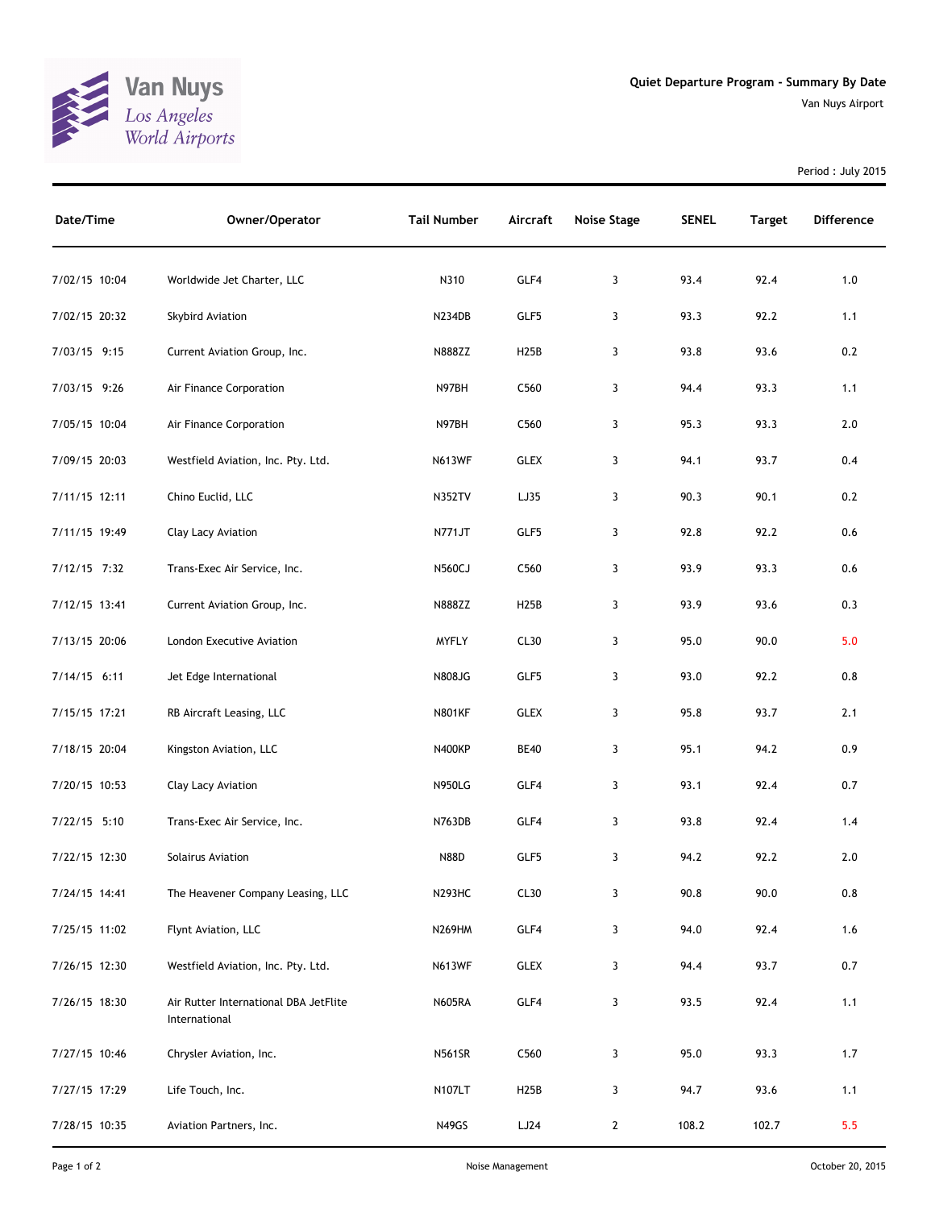Van Nuys
Los Angeles
World Airports

## Quiet Departure Program - Summary By Date

Van Nuys Airport

Period : July 2015

| Date/Time | Owner/Operator | Tail Number | Aircraft | Noise Stage | SENEL | Target | Difference |
|---|---|---|---|---|---|---|---|
| 7/02/15 10:04 | Worldwide Jet Charter, LLC | N310 | GLF4 | 3 | 93.4 | 92.4 | 1.0 |
| 7/02/15 20:32 | Skybird Aviation | N234DB | GLF5 | 3 | 93.3 | 92.2 | 1.1 |
| 7/03/15 9:15 | Current Aviation Group, Inc. | N888ZZ | H25B | 3 | 93.8 | 93.6 | 0.2 |
| 7/03/15 9:26 | Air Finance Corporation | N97BH | C560 | 3 | 94.4 | 93.3 | 1.1 |
| 7/05/15 10:04 | Air Finance Corporation | N97BH | C560 | 3 | 95.3 | 93.3 | 2.0 |
| 7/09/15 20:03 | Westfield Aviation, Inc. Pty. Ltd. | N613WF | GLEX | 3 | 94.1 | 93.7 | 0.4 |
| 7/11/15 12:11 | Chino Euclid, LLC | N352TV | LJ35 | 3 | 90.3 | 90.1 | 0.2 |
| 7/11/15 19:49 | Clay Lacy Aviation | N771JT | GLF5 | 3 | 92.8 | 92.2 | 0.6 |
| 7/12/15 7:32 | Trans-Exec Air Service, Inc. | N560CJ | C560 | 3 | 93.9 | 93.3 | 0.6 |
| 7/12/15 13:41 | Current Aviation Group, Inc. | N888ZZ | H25B | 3 | 93.9 | 93.6 | 0.3 |
| 7/13/15 20:06 | London Executive Aviation | MYFLY | CL30 | 3 | 95.0 | 90.0 | 5.0 |
| 7/14/15 6:11 | Jet Edge International | N808JG | GLF5 | 3 | 93.0 | 92.2 | 0.8 |
| 7/15/15 17:21 | RB Aircraft Leasing, LLC | N801KF | GLEX | 3 | 95.8 | 93.7 | 2.1 |
| 7/18/15 20:04 | Kingston Aviation, LLC | N400KP | BE40 | 3 | 95.1 | 94.2 | 0.9 |
| 7/20/15 10:53 | Clay Lacy Aviation | N950LG | GLF4 | 3 | 93.1 | 92.4 | 0.7 |
| 7/22/15 5:10 | Trans-Exec Air Service, Inc. | N763DB | GLF4 | 3 | 93.8 | 92.4 | 1.4 |
| 7/22/15 12:30 | Solairus Aviation | N88D | GLF5 | 3 | 94.2 | 92.2 | 2.0 |
| 7/24/15 14:41 | The Heavener Company Leasing, LLC | N293HC | CL30 | 3 | 90.8 | 90.0 | 0.8 |
| 7/25/15 11:02 | Flynt Aviation, LLC | N269HM | GLF4 | 3 | 94.0 | 92.4 | 1.6 |
| 7/26/15 12:30 | Westfield Aviation, Inc. Pty. Ltd. | N613WF | GLEX | 3 | 94.4 | 93.7 | 0.7 |
| 7/26/15 18:30 | Air Rutter International DBA JetFlite International | N605RA | GLF4 | 3 | 93.5 | 92.4 | 1.1 |
| 7/27/15 10:46 | Chrysler Aviation, Inc. | N561SR | C560 | 3 | 95.0 | 93.3 | 1.7 |
| 7/27/15 17:29 | Life Touch, Inc. | N107LT | H25B | 3 | 94.7 | 93.6 | 1.1 |
| 7/28/15 10:35 | Aviation Partners, Inc. | N49GS | LJ24 | 2 | 108.2 | 102.7 | 5.5 |

Noise Management

October 20, 2015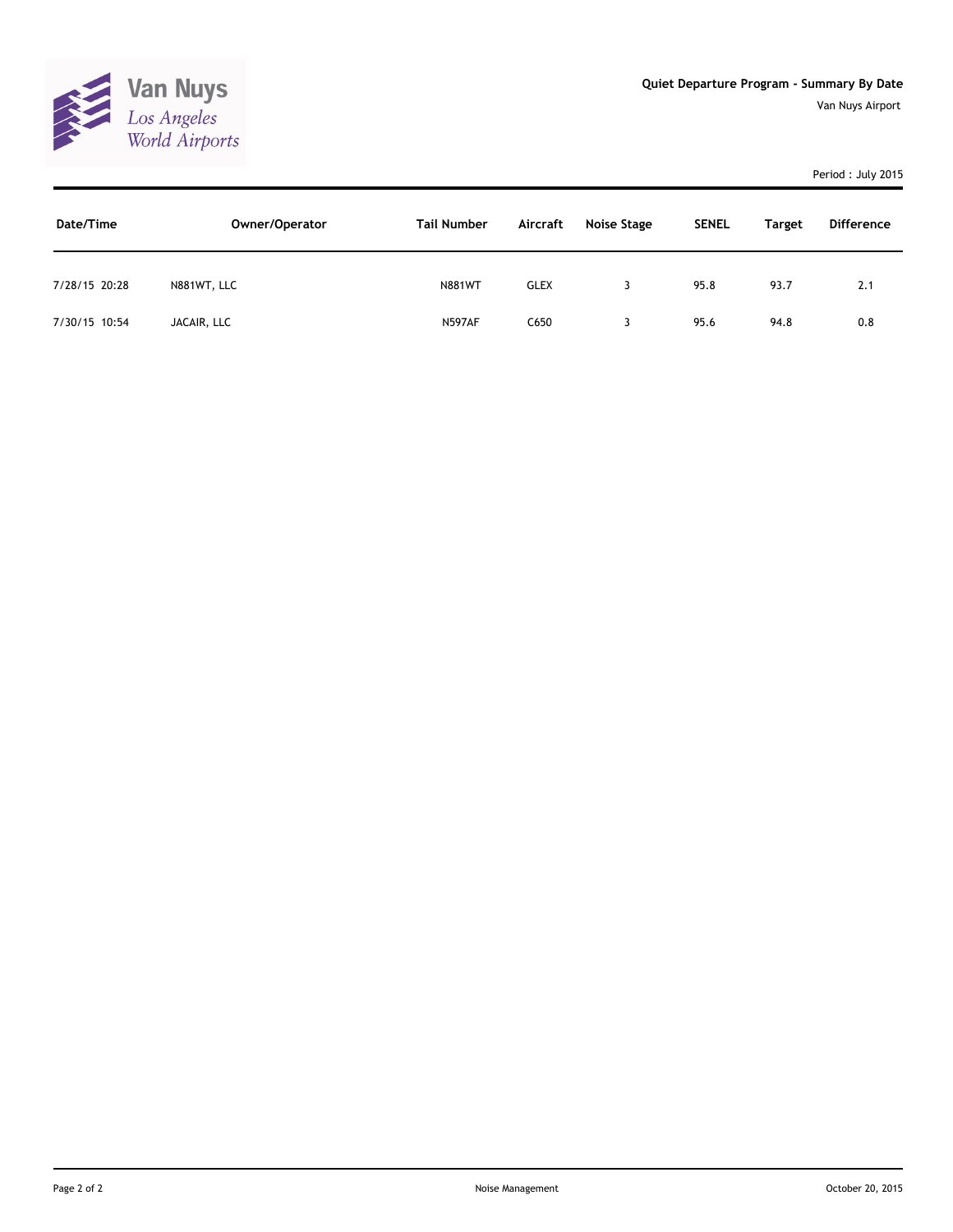**Van Nuys**
*Los Angeles World Airports*

**Quiet Departure Program - Summary By Date**

Van Nuys Airport

Period : July 2015

| Date/Time | Owner/Operator | Tail Number | Aircraft | Noise Stage | SENEL | Target | Difference |
|---|---|---|---|---|---|---|---|
| 7/28/15 20:28 | N881WT, LLC | N881WT | GLEX | 3 | 95.8 | 93.7 | 2.1 |
| 7/30/15 10:54 | JACAIR, LLC | N597AF | C650 | 3 | 95.6 | 94.8 | 0.8 |

Noise Management

October 20, 2015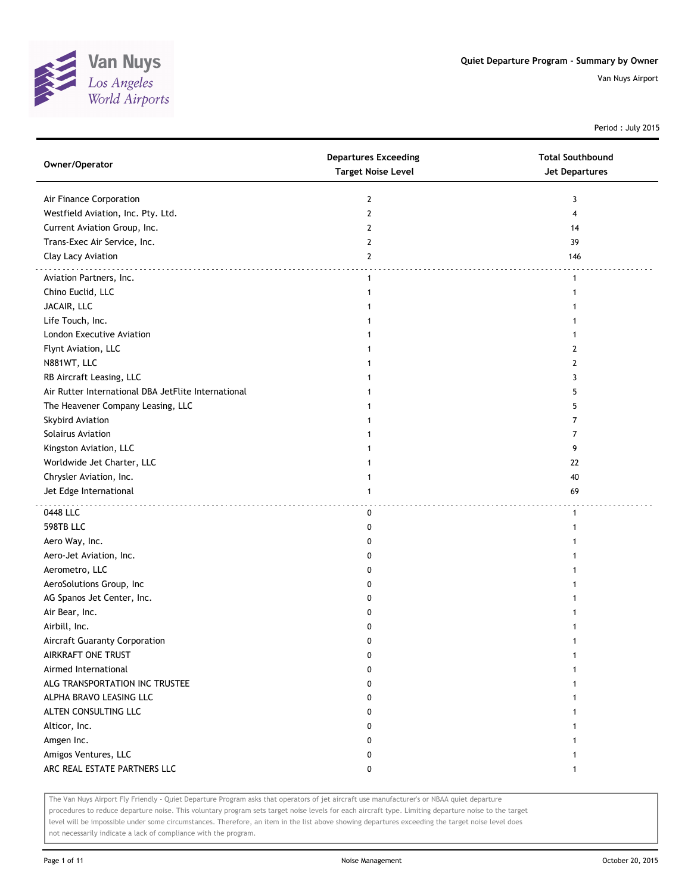# Quiet Departure Program - Summary by Owner

Van Nuys Airport

Period : July 2015

| Owner/Operator | Departures Exceeding Target Noise Level | Total Southbound Jet Departures |
|---|---|---|
| Air Finance Corporation | 2 | 3 |
| Westfield Aviation, Inc. Pty. Ltd. | 2 | 4 |
| Current Aviation Group, Inc. | 2 | 14 |
| Trans-Exec Air Service, Inc. | 2 | 39 |
| Clay Lacy Aviation | 2 | 146 |
| Aviation Partners, Inc. | 1 | 1 |
| Chino Euclid, LLC | 1 | 1 |
| JACAIR, LLC | 1 | 1 |
| Life Touch, Inc. | 1 | 1 |
| London Executive Aviation | 1 | 1 |
| Flynt Aviation, LLC | 1 | 2 |
| N881WT, LLC | 1 | 2 |
| RB Aircraft Leasing, LLC | 1 | 3 |
| Air Rutter International DBA JetFlite International | 1 | 5 |
| The Heavener Company Leasing, LLC | 1 | 5 |
| Skybird Aviation | 1 | 7 |
| Solairus Aviation | 1 | 7 |
| Kingston Aviation, LLC | 1 | 9 |
| Worldwide Jet Charter, LLC | 1 | 22 |
| Chrysler Aviation, Inc. | 1 | 40 |
| Jet Edge International | 1 | 69 |
| 0448 LLC | 0 | 1 |
| 598TB LLC | 0 | 1 |
| Aero Way, Inc. | 0 | 1 |
| Aero-Jet Aviation, Inc. | 0 | 1 |
| Aerometro, LLC | 0 | 1 |
| AeroSolutions Group, Inc | 0 | 1 |
| AG Spanos Jet Center, Inc. | 0 | 1 |
| Air Bear, Inc. | 0 | 1 |
| Airbill, Inc. | 0 | 1 |
| Aircraft Guaranty Corporation | 0 | 1 |
| AIRKRAFT ONE TRUST | 0 | 1 |
| Airmed International | 0 | 1 |
| ALG TRANSPORTATION INC TRUSTEE | 0 | 1 |
| ALPHA BRAVO LEASING LLC | 0 | 1 |
| ALTEN CONSULTING LLC | 0 | 1 |
| Alticor, Inc. | 0 | 1 |
| Amgen Inc. | 0 | 1 |
| Amigos Ventures, LLC | 0 | 1 |
| ARC REAL ESTATE PARTNERS LLC | 0 | 1 |

The Van Nuys Airport Fly Friendly - Quiet Departure Program asks that operators of jet aircraft use manufacturer's or NBAA quiet departure procedures to reduce departure noise. This voluntary program sets target noise levels for each aircraft type. Limiting departure noise to the target level will be impossible under some circumstances. Therefore, an item in the list above showing departures exceeding the target noise level does not necessarily indicate a lack of compliance with the program.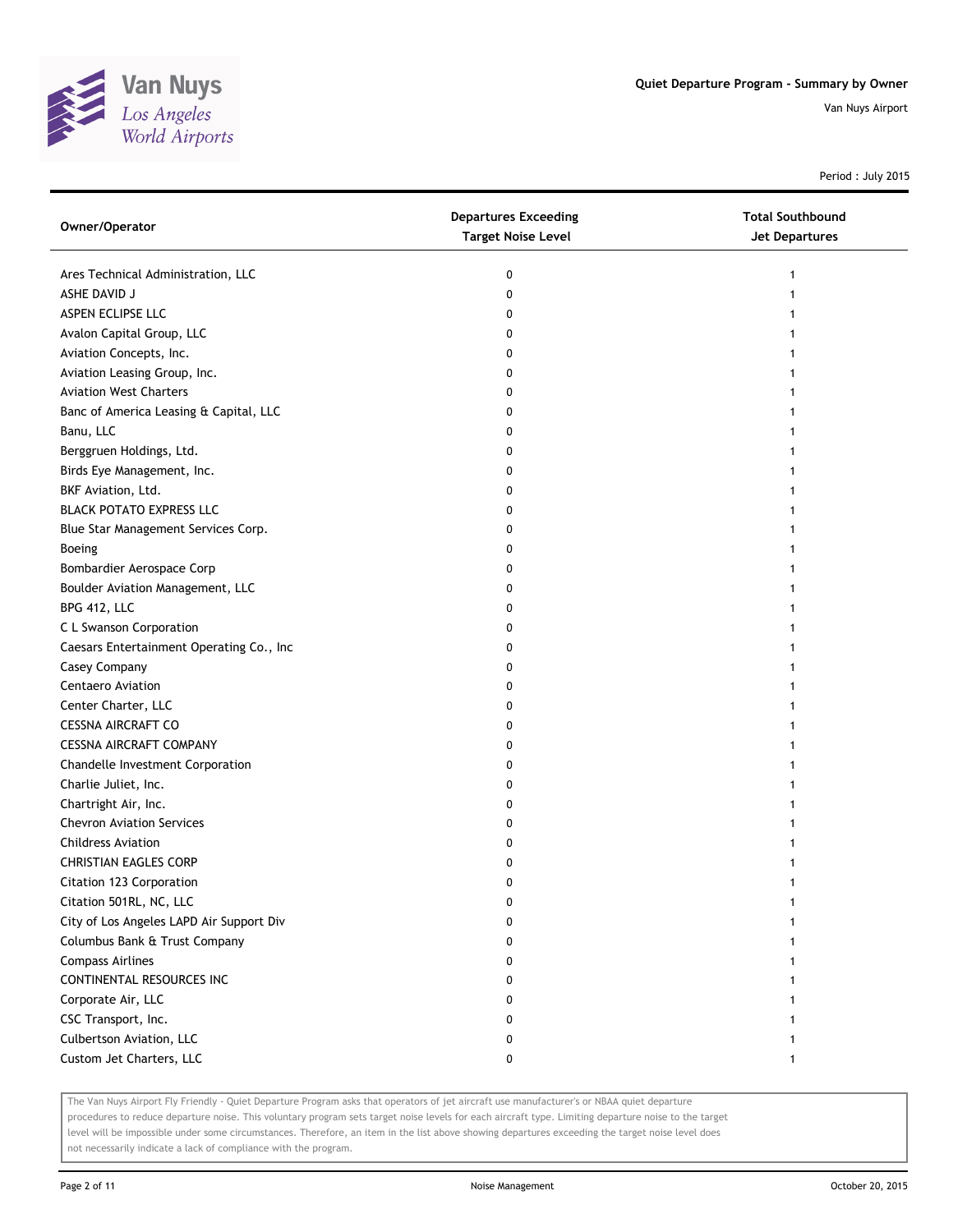**Quiet Departure Program - Summary by Owner**

Van Nuys Airport

Period : July 2015

| Owner/Operator | Departures Exceeding Target Noise Level | Total Southbound Jet Departures |
|---|---|---|
| Ares Technical Administration, LLC | 0 | 1 |
| ASHE DAVID J | 0 | 1 |
| ASPEN ECLIPSE LLC | 0 | 1 |
| Avalon Capital Group, LLC | 0 | 1 |
| Aviation Concepts, Inc. | 0 | 1 |
| Aviation Leasing Group, Inc. | 0 | 1 |
| Aviation West Charters | 0 | 1 |
| Banc of America Leasing & Capital, LLC | 0 | 1 |
| Banu, LLC | 0 | 1 |
| Berggruen Holdings, Ltd. | 0 | 1 |
| Birds Eye Management, Inc. | 0 | 1 |
| BKF Aviation, Ltd. | 0 | 1 |
| BLACK POTATO EXPRESS LLC | 0 | 1 |
| Blue Star Management Services Corp. | 0 | 1 |
| Boeing | 0 | 1 |
| Bombardier Aerospace Corp | 0 | 1 |
| Boulder Aviation Management, LLC | 0 | 1 |
| BPG 412, LLC | 0 | 1 |
| C L Swanson Corporation | 0 | 1 |
| Caesars Entertainment Operating Co., Inc | 0 | 1 |
| Casey Company | 0 | 1 |
| Centaero Aviation | 0 | 1 |
| Center Charter, LLC | 0 | 1 |
| CESSNA AIRCRAFT CO | 0 | 1 |
| CESSNA AIRCRAFT COMPANY | 0 | 1 |
| Chandelle Investment Corporation | 0 | 1 |
| Charlie Juliet, Inc. | 0 | 1 |
| Chartright Air, Inc. | 0 | 1 |
| Chevron Aviation Services | 0 | 1 |
| Childress Aviation | 0 | 1 |
| CHRISTIAN EAGLES CORP | 0 | 1 |
| Citation 123 Corporation | 0 | 1 |
| Citation 501RL, NC, LLC | 0 | 1 |
| City of Los Angeles LAPD Air Support Div | 0 | 1 |
| Columbus Bank & Trust Company | 0 | 1 |
| Compass Airlines | 0 | 1 |
| CONTINENTAL RESOURCES INC | 0 | 1 |
| Corporate Air, LLC | 0 | 1 |
| CSC Transport, Inc. | 0 | 1 |
| Culbertson Aviation, LLC | 0 | 1 |
| Custom Jet Charters, LLC | 0 | 1 |

The Van Nuys Airport Fly Friendly - Quiet Departure Program asks that operators of jet aircraft use manufacturer's or NBAA quiet departure procedures to reduce departure noise. This voluntary program sets target noise levels for each aircraft type. Limiting departure noise to the target level will be impossible under some circumstances. Therefore, an item in the list above showing departures exceeding the target noise level does not necessarily indicate a lack of compliance with the program.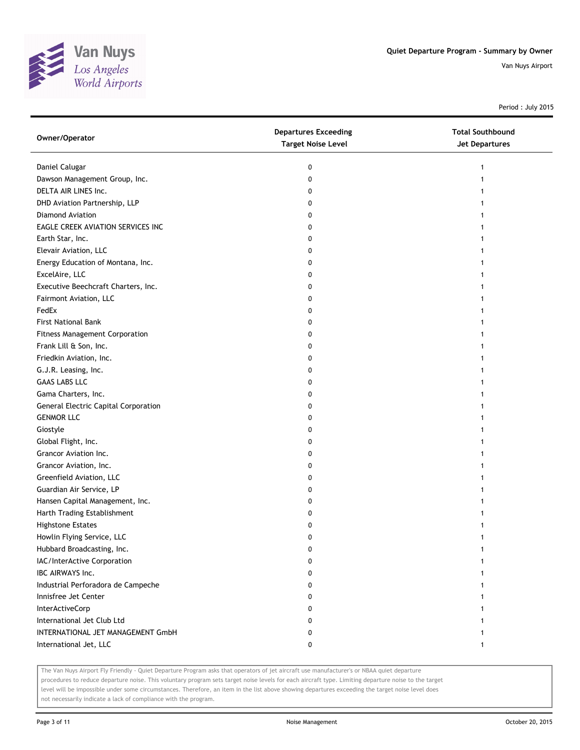# Quiet Departure Program - Summary by Owner

Van Nuys Airport

Period : July 2015

| Owner/Operator | Departures Exceeding Target Noise Level | Total Southbound Jet Departures |
|---|---|---|
| Daniel Calugar | 0 | 1 |
| Dawson Management Group, Inc. | 0 | 1 |
| DELTA AIR LINES Inc. | 0 | 1 |
| DHD Aviation Partnership, LLP | 0 | 1 |
| Diamond Aviation | 0 | 1 |
| EAGLE CREEK AVIATION SERVICES INC | 0 | 1 |
| Earth Star, Inc. | 0 | 1 |
| Elevair Aviation, LLC | 0 | 1 |
| Energy Education of Montana, Inc. | 0 | 1 |
| ExcelAire, LLC | 0 | 1 |
| Executive Beechcraft Charters, Inc. | 0 | 1 |
| Fairmont Aviation, LLC | 0 | 1 |
| FedEx | 0 | 1 |
| First National Bank | 0 | 1 |
| Fitness Management Corporation | 0 | 1 |
| Frank Lill & Son, Inc. | 0 | 1 |
| Friedkin Aviation, Inc. | 0 | 1 |
| G.J.R. Leasing, Inc. | 0 | 1 |
| GAAS LABS LLC | 0 | 1 |
| Gama Charters, Inc. | 0 | 1 |
| General Electric Capital Corporation | 0 | 1 |
| GENMOR LLC | 0 | 1 |
| Giostyle | 0 | 1 |
| Global Flight, Inc. | 0 | 1 |
| Grancor Aviation Inc. | 0 | 1 |
| Grancor Aviation, Inc. | 0 | 1 |
| Greenfield Aviation, LLC | 0 | 1 |
| Guardian Air Service, LP | 0 | 1 |
| Hansen Capital Management, Inc. | 0 | 1 |
| Harth Trading Establishment | 0 | 1 |
| Highstone Estates | 0 | 1 |
| Howlin Flying Service, LLC | 0 | 1 |
| Hubbard Broadcasting, Inc. | 0 | 1 |
| IAC/InterActive Corporation | 0 | 1 |
| IBC AIRWAYS Inc. | 0 | 1 |
| Industrial Perforadora de Campeche | 0 | 1 |
| Innisfree Jet Center | 0 | 1 |
| InterActiveCorp | 0 | 1 |
| International Jet Club Ltd | 0 | 1 |
| INTERNATIONAL JET MANAGEMENT GmbH | 0 | 1 |
| International Jet, LLC | 0 | 1 |

The Van Nuys Airport Fly Friendly - Quiet Departure Program asks that operators of jet aircraft use manufacturer's or NBAA quiet departure procedures to reduce departure noise. This voluntary program sets target noise levels for each aircraft type. Limiting departure noise to the target level will be impossible under some circumstances. Therefore, an item in the list above showing departures exceeding the target noise level does not necessarily indicate a lack of compliance with the program.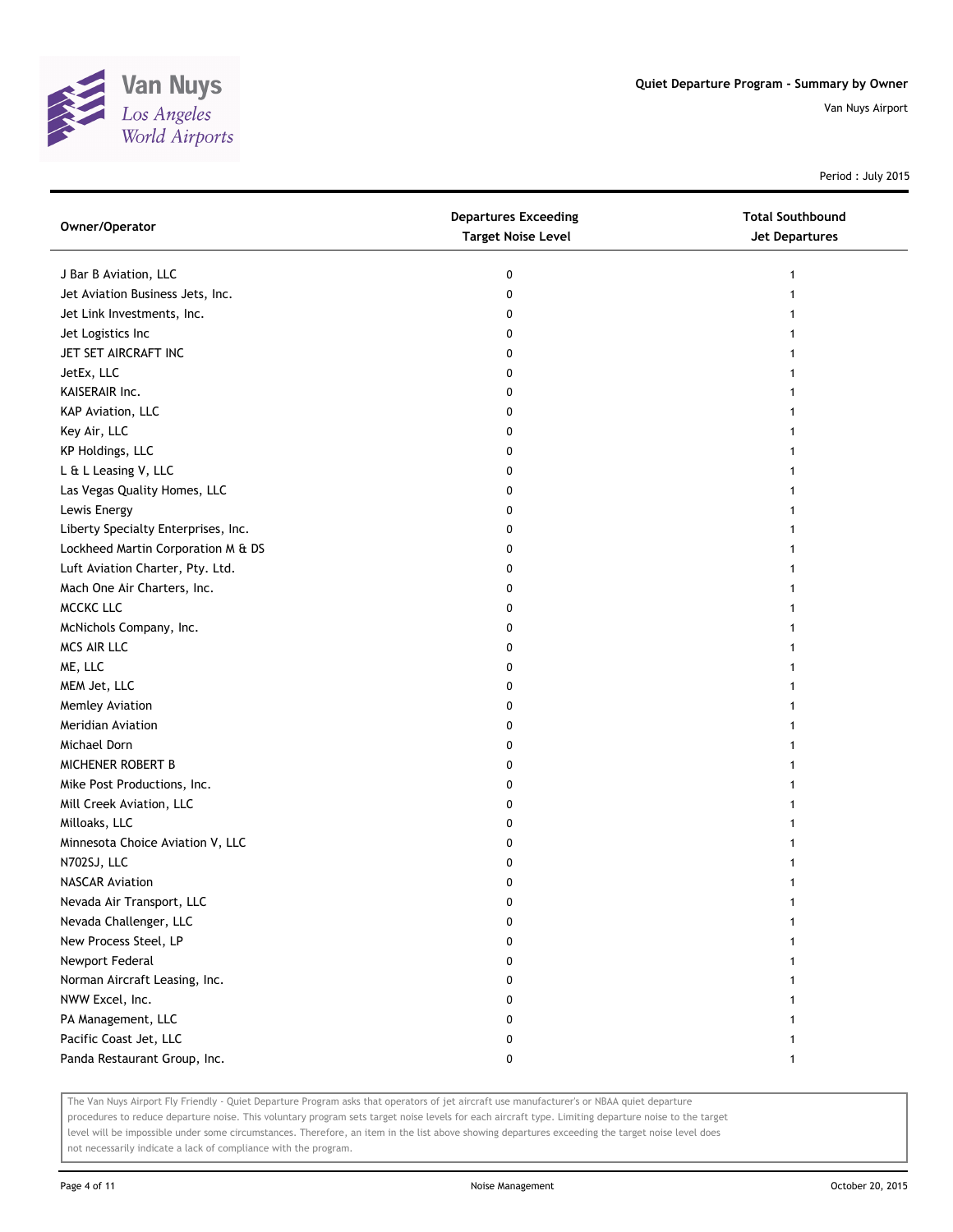Van Nuys
Los Angeles
World Airports

**Quiet Departure Program - Summary by Owner**

Van Nuys Airport

Period : July 2015

| Owner/Operator | Departures Exceeding Target Noise Level | Total Southbound Jet Departures |
|---|---|---|
| J Bar B Aviation, LLC | 0 | 1 |
| Jet Aviation Business Jets, Inc. | 0 | 1 |
| Jet Link Investments, Inc. | 0 | 1 |
| Jet Logistics Inc | 0 | 1 |
| JET SET AIRCRAFT INC | 0 | 1 |
| JetEx, LLC | 0 | 1 |
| KAISERAIR Inc. | 0 | 1 |
| KAP Aviation, LLC | 0 | 1 |
| Key Air, LLC | 0 | 1 |
| KP Holdings, LLC | 0 | 1 |
| L & L Leasing V, LLC | 0 | 1 |
| Las Vegas Quality Homes, LLC | 0 | 1 |
| Lewis Energy | 0 | 1 |
| Liberty Specialty Enterprises, Inc. | 0 | 1 |
| Lockheed Martin Corporation M & DS | 0 | 1 |
| Luft Aviation Charter, Pty. Ltd. | 0 | 1 |
| Mach One Air Charters, Inc. | 0 | 1 |
| MCCKC LLC | 0 | 1 |
| McNichols Company, Inc. | 0 | 1 |
| MCS AIR LLC | 0 | 1 |
| ME, LLC | 0 | 1 |
| MEM Jet, LLC | 0 | 1 |
| Memley Aviation | 0 | 1 |
| Meridian Aviation | 0 | 1 |
| Michael Dorn | 0 | 1 |
| MICHENER ROBERT B | 0 | 1 |
| Mike Post Productions, Inc. | 0 | 1 |
| Mill Creek Aviation, LLC | 0 | 1 |
| Milloaks, LLC | 0 | 1 |
| Minnesota Choice Aviation V, LLC | 0 | 1 |
| N702SJ, LLC | 0 | 1 |
| NASCAR Aviation | 0 | 1 |
| Nevada Air Transport, LLC | 0 | 1 |
| Nevada Challenger, LLC | 0 | 1 |
| New Process Steel, LP | 0 | 1 |
| Newport Federal | 0 | 1 |
| Norman Aircraft Leasing, Inc. | 0 | 1 |
| NWW Excel, Inc. | 0 | 1 |
| PA Management, LLC | 0 | 1 |
| Pacific Coast Jet, LLC | 0 | 1 |
| Panda Restaurant Group, Inc. | 0 | 1 |

The Van Nuys Airport Fly Friendly - Quiet Departure Program asks that operators of jet aircraft use manufacturer's or NBAA quiet departure procedures to reduce departure noise. This voluntary program sets target noise levels for each aircraft type. Limiting departure noise to the target level will be impossible under some circumstances. Therefore, an item in the list above showing departures exceeding the target noise level does not necessarily indicate a lack of compliance with the program.

Noise Management

October 20, 2015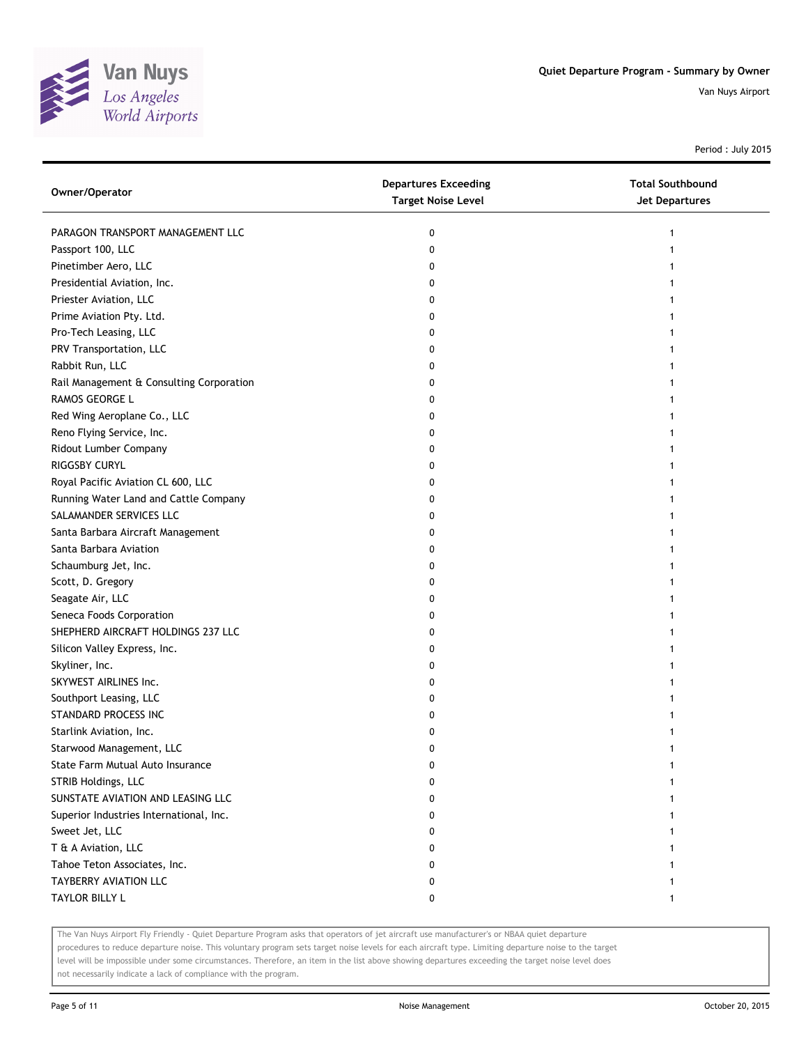Van Nuys
Los Angeles
World Airports

## Quiet Departure Program - Summary by Owner

Van Nuys Airport

Period : July 2015

| Owner/Operator | Departures Exceeding Target Noise Level | Total Southbound Jet Departures |
|---|---|---|
| PARAGON TRANSPORT MANAGEMENT LLC | 0 | 1 |
| Passport 100, LLC | 0 | 1 |
| Pinetimber Aero, LLC | 0 | 1 |
| Presidential Aviation, Inc. | 0 | 1 |
| Priester Aviation, LLC | 0 | 1 |
| Prime Aviation Pty. Ltd. | 0 | 1 |
| Pro-Tech Leasing, LLC | 0 | 1 |
| PRV Transportation, LLC | 0 | 1 |
| Rabbit Run, LLC | 0 | 1 |
| Rail Management & Consulting Corporation | 0 | 1 |
| RAMOS GEORGE L | 0 | 1 |
| Red Wing Aeroplane Co., LLC | 0 | 1 |
| Reno Flying Service, Inc. | 0 | 1 |
| Ridout Lumber Company | 0 | 1 |
| RIGGSBY CURYL | 0 | 1 |
| Royal Pacific Aviation CL 600, LLC | 0 | 1 |
| Running Water Land and Cattle Company | 0 | 1 |
| SALAMANDER SERVICES LLC | 0 | 1 |
| Santa Barbara Aircraft Management | 0 | 1 |
| Santa Barbara Aviation | 0 | 1 |
| Schaumburg Jet, Inc. | 0 | 1 |
| Scott, D. Gregory | 0 | 1 |
| Seagate Air, LLC | 0 | 1 |
| Seneca Foods Corporation | 0 | 1 |
| SHEPHERD AIRCRAFT HOLDINGS 237 LLC | 0 | 1 |
| Silicon Valley Express, Inc. | 0 | 1 |
| Skyliner, Inc. | 0 | 1 |
| SKYWEST AIRLINES Inc. | 0 | 1 |
| Southport Leasing, LLC | 0 | 1 |
| STANDARD PROCESS INC | 0 | 1 |
| Starlink Aviation, Inc. | 0 | 1 |
| Starwood Management, LLC | 0 | 1 |
| State Farm Mutual Auto Insurance | 0 | 1 |
| STRIB Holdings, LLC | 0 | 1 |
| SUNSTATE AVIATION AND LEASING LLC | 0 | 1 |
| Superior Industries International, Inc. | 0 | 1 |
| Sweet Jet, LLC | 0 | 1 |
| T & A Aviation, LLC | 0 | 1 |
| Tahoe Teton Associates, Inc. | 0 | 1 |
| TAYBERRY AVIATION LLC | 0 | 1 |
| TAYLOR BILLY L | 0 | 1 |

The Van Nuys Airport Fly Friendly - Quiet Departure Program asks that operators of jet aircraft use manufacturer's or NBAA quiet departure procedures to reduce departure noise. This voluntary program sets target noise levels for each aircraft type. Limiting departure noise to the target level will be impossible under some circumstances. Therefore, an item in the list above showing departures exceeding the target noise level does not necessarily indicate a lack of compliance with the program.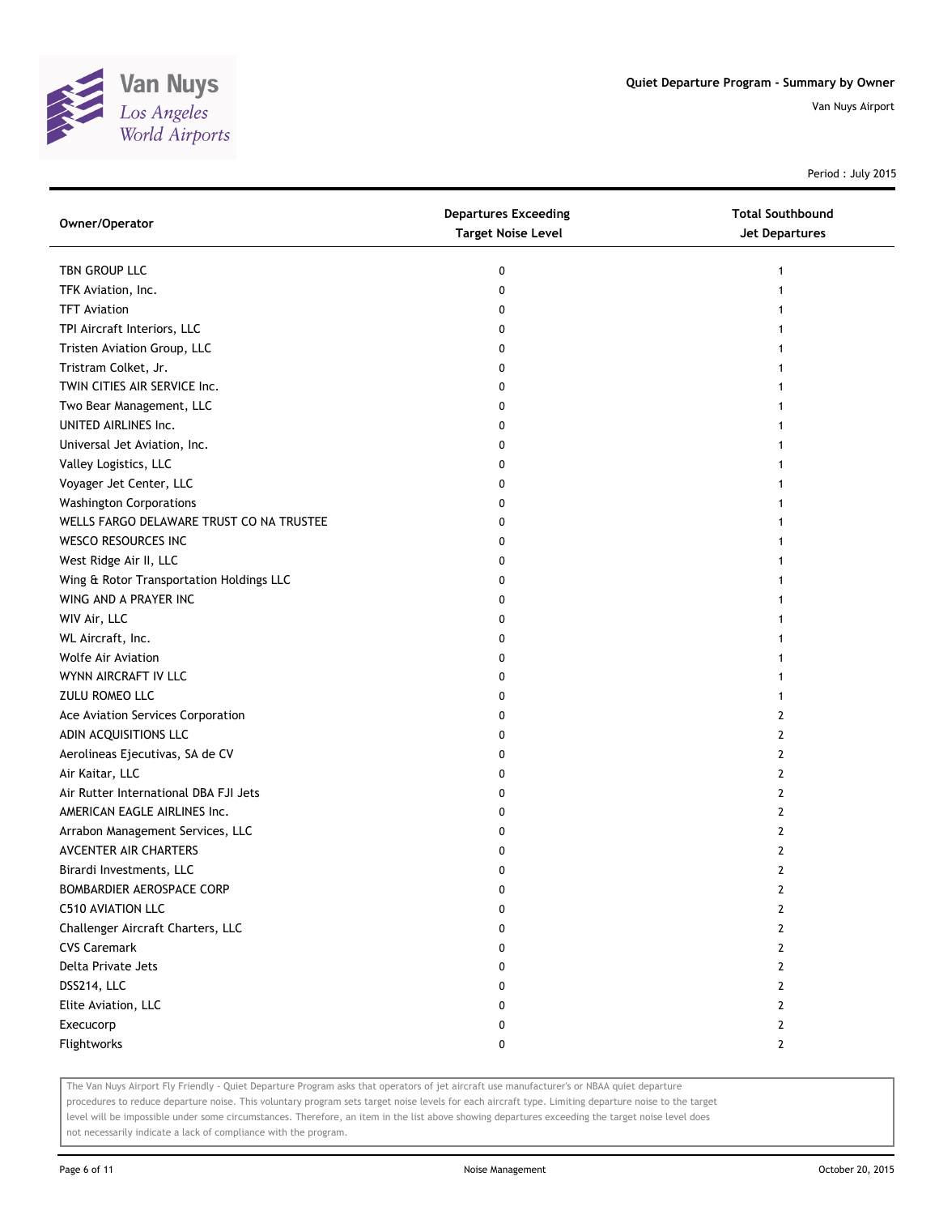# Quiet Departure Program - Summary by Owner

Van Nuys Airport

Period : July 2015

| Owner/Operator | Departures Exceeding Target Noise Level | Total Southbound Jet Departures |
|---|---|---|
| TBN GROUP LLC | 0 | 1 |
| TFK Aviation, Inc. | 0 | 1 |
| TFT Aviation | 0 | 1 |
| TPI Aircraft Interiors, LLC | 0 | 1 |
| Tristen Aviation Group, LLC | 0 | 1 |
| Tristram Colket, Jr. | 0 | 1 |
| TWIN CITIES AIR SERVICE Inc. | 0 | 1 |
| Two Bear Management, LLC | 0 | 1 |
| UNITED AIRLINES Inc. | 0 | 1 |
| Universal Jet Aviation, Inc. | 0 | 1 |
| Valley Logistics, LLC | 0 | 1 |
| Voyager Jet Center, LLC | 0 | 1 |
| Washington Corporations | 0 | 1 |
| WELLS FARGO DELAWARE TRUST CO NA TRUSTEE | 0 | 1 |
| WESCO RESOURCES INC | 0 | 1 |
| West Ridge Air II, LLC | 0 | 1 |
| Wing & Rotor Transportation Holdings LLC | 0 | 1 |
| WING AND A PRAYER INC | 0 | 1 |
| WIV Air, LLC | 0 | 1 |
| WL Aircraft, Inc. | 0 | 1 |
| Wolfe Air Aviation | 0 | 1 |
| WYNN AIRCRAFT IV LLC | 0 | 1 |
| ZULU ROMEO LLC | 0 | 1 |
| Ace Aviation Services Corporation | 0 | 2 |
| ADIN ACQUISITIONS LLC | 0 | 2 |
| Aerolineas Ejecutivas, SA de CV | 0 | 2 |
| Air Kaitar, LLC | 0 | 2 |
| Air Rutter International DBA FJI Jets | 0 | 2 |
| AMERICAN EAGLE AIRLINES Inc. | 0 | 2 |
| Arrabon Management Services, LLC | 0 | 2 |
| AVCENTER AIR CHARTERS | 0 | 2 |
| Birardi Investments, LLC | 0 | 2 |
| BOMBARDIER AEROSPACE CORP | 0 | 2 |
| C510 AVIATION LLC | 0 | 2 |
| Challenger Aircraft Charters, LLC | 0 | 2 |
| CVS Caremark | 0 | 2 |
| Delta Private Jets | 0 | 2 |
| DSS214, LLC | 0 | 2 |
| Elite Aviation, LLC | 0 | 2 |
| Execucorp | 0 | 2 |
| Flightworks | 0 | 2 |

The Van Nuys Airport Fly Friendly - Quiet Departure Program asks that operators of jet aircraft use manufacturer's or NBAA quiet departure procedures to reduce departure noise. This voluntary program sets target noise levels for each aircraft type. Limiting departure noise to the target level will be impossible under some circumstances. Therefore, an item in the list above showing departures exceeding the target noise level does not necessarily indicate a lack of compliance with the program.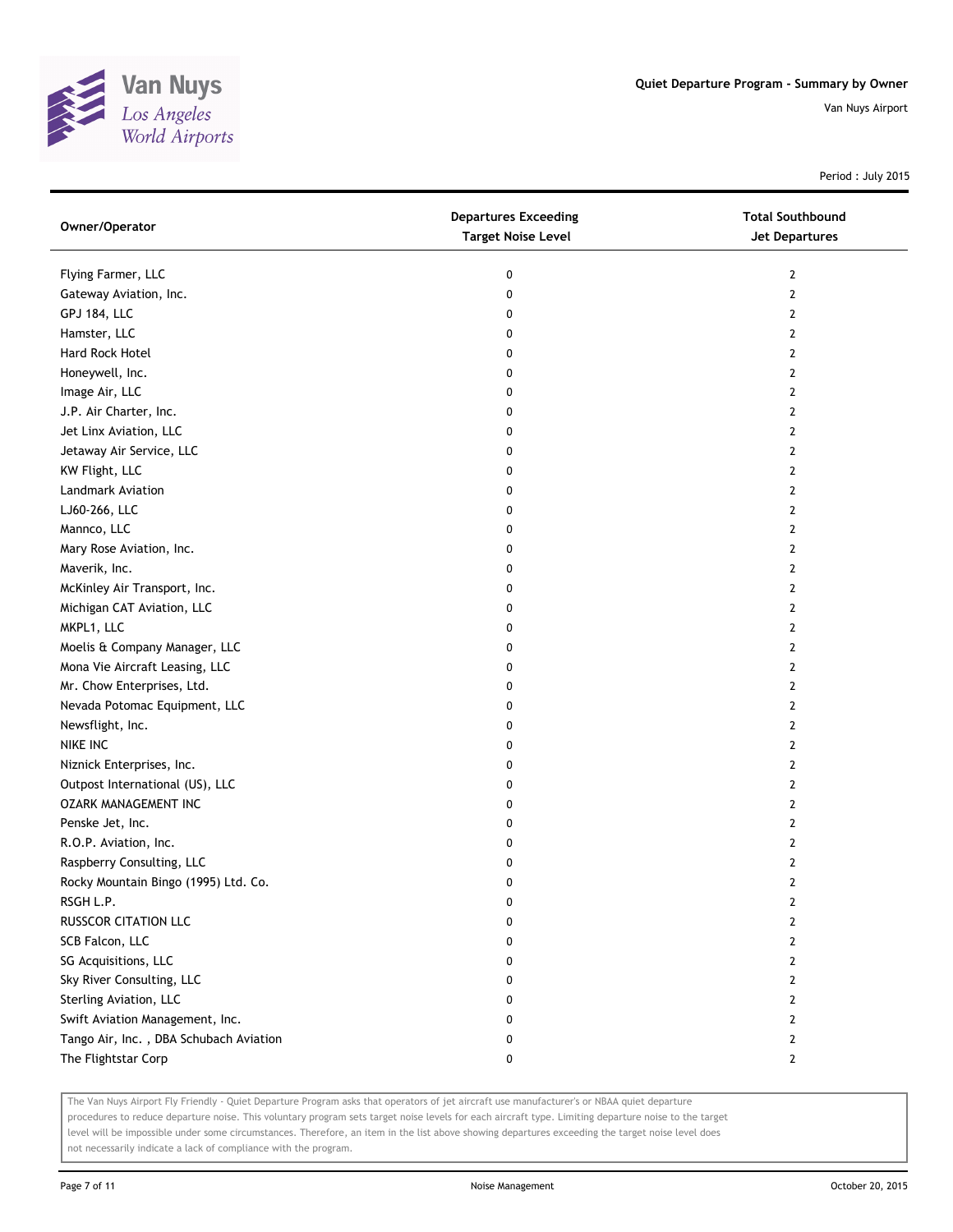# Quiet Departure Program - Summary by Owner

Van Nuys Airport

Period : July 2015

| Owner/Operator | Departures Exceeding Target Noise Level | Total Southbound Jet Departures |
|---|---|---|
| Flying Farmer, LLC | 0 | 2 |
| Gateway Aviation, Inc. | 0 | 2 |
| GPJ 184, LLC | 0 | 2 |
| Hamster, LLC | 0 | 2 |
| Hard Rock Hotel | 0 | 2 |
| Honeywell, Inc. | 0 | 2 |
| Image Air, LLC | 0 | 2 |
| J.P. Air Charter, Inc. | 0 | 2 |
| Jet Linx Aviation, LLC | 0 | 2 |
| Jetaway Air Service, LLC | 0 | 2 |
| KW Flight, LLC | 0 | 2 |
| Landmark Aviation | 0 | 2 |
| LJ60-266, LLC | 0 | 2 |
| Mannco, LLC | 0 | 2 |
| Mary Rose Aviation, Inc. | 0 | 2 |
| Maverik, Inc. | 0 | 2 |
| McKinley Air Transport, Inc. | 0 | 2 |
| Michigan CAT Aviation, LLC | 0 | 2 |
| MKPL1, LLC | 0 | 2 |
| Moelis & Company Manager, LLC | 0 | 2 |
| Mona Vie Aircraft Leasing, LLC | 0 | 2 |
| Mr. Chow Enterprises, Ltd. | 0 | 2 |
| Nevada Potomac Equipment, LLC | 0 | 2 |
| Newsflight, Inc. | 0 | 2 |
| NIKE INC | 0 | 2 |
| Niznick Enterprises, Inc. | 0 | 2 |
| Outpost International (US), LLC | 0 | 2 |
| OZARK MANAGEMENT INC | 0 | 2 |
| Penske Jet, Inc. | 0 | 2 |
| R.O.P. Aviation, Inc. | 0 | 2 |
| Raspberry Consulting, LLC | 0 | 2 |
| Rocky Mountain Bingo (1995) Ltd. Co. | 0 | 2 |
| RSGH L.P. | 0 | 2 |
| RUSSCOR CITATION LLC | 0 | 2 |
| SCB Falcon, LLC | 0 | 2 |
| SG Acquisitions, LLC | 0 | 2 |
| Sky River Consulting, LLC | 0 | 2 |
| Sterling Aviation, LLC | 0 | 2 |
| Swift Aviation Management, Inc. | 0 | 2 |
| Tango Air, Inc. , DBA Schubach Aviation | 0 | 2 |
| The Flightstar Corp | 0 | 2 |

The Van Nuys Airport Fly Friendly - Quiet Departure Program asks that operators of jet aircraft use manufacturer's or NBAA quiet departure procedures to reduce departure noise. This voluntary program sets target noise levels for each aircraft type. Limiting departure noise to the target level will be impossible under some circumstances. Therefore, an item in the list above showing departures exceeding the target noise level does not necessarily indicate a lack of compliance with the program.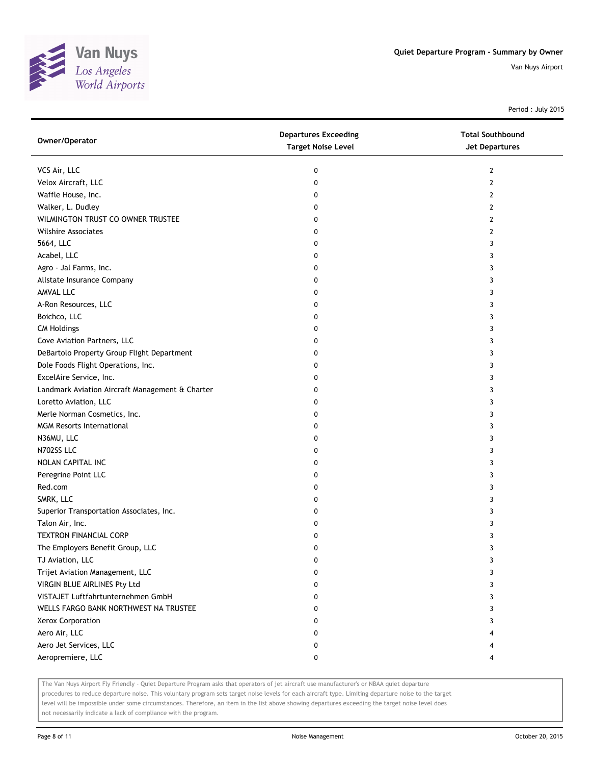# Quiet Departure Program - Summary by Owner

Van Nuys Airport

Period : July 2015

| Owner/Operator | Departures Exceeding Target Noise Level | Total Southbound Jet Departures |
|---|---|---|
| VCS Air, LLC | 0 | 2 |
| Velox Aircraft, LLC | 0 | 2 |
| Waffle House, Inc. | 0 | 2 |
| Walker, L. Dudley | 0 | 2 |
| WILMINGTON TRUST CO OWNER TRUSTEE | 0 | 2 |
| Wilshire Associates | 0 | 2 |
| 5664, LLC | 0 | 3 |
| Acabel, LLC | 0 | 3 |
| Agro - Jal Farms, Inc. | 0 | 3 |
| Allstate Insurance Company | 0 | 3 |
| AMVAL LLC | 0 | 3 |
| A-Ron Resources, LLC | 0 | 3 |
| Boichco, LLC | 0 | 3 |
| CM Holdings | 0 | 3 |
| Cove Aviation Partners, LLC | 0 | 3 |
| DeBartolo Property Group Flight Department | 0 | 3 |
| Dole Foods Flight Operations, Inc. | 0 | 3 |
| ExcelAire Service, Inc. | 0 | 3 |
| Landmark Aviation Aircraft Management & Charter | 0 | 3 |
| Loretto Aviation, LLC | 0 | 3 |
| Merle Norman Cosmetics, Inc. | 0 | 3 |
| MGM Resorts International | 0 | 3 |
| N36MU, LLC | 0 | 3 |
| N702SS LLC | 0 | 3 |
| NOLAN CAPITAL INC | 0 | 3 |
| Peregrine Point LLC | 0 | 3 |
| Red.com | 0 | 3 |
| SMRK, LLC | 0 | 3 |
| Superior Transportation Associates, Inc. | 0 | 3 |
| Talon Air, Inc. | 0 | 3 |
| TEXTRON FINANCIAL CORP | 0 | 3 |
| The Employers Benefit Group, LLC | 0 | 3 |
| TJ Aviation, LLC | 0 | 3 |
| Trijet Aviation Management, LLC | 0 | 3 |
| VIRGIN BLUE AIRLINES Pty Ltd | 0 | 3 |
| VISTAJET Luftfahrtunternehmen GmbH | 0 | 3 |
| WELLS FARGO BANK NORTHWEST NA TRUSTEE | 0 | 3 |
| Xerox Corporation | 0 | 3 |
| Aero Air, LLC | 0 | 4 |
| Aero Jet Services, LLC | 0 | 4 |
| Aeropremiere, LLC | 0 | 4 |

The Van Nuys Airport Fly Friendly - Quiet Departure Program asks that operators of jet aircraft use manufacturer's or NBAA quiet departure procedures to reduce departure noise. This voluntary program sets target noise levels for each aircraft type. Limiting departure noise to the target level will be impossible under some circumstances. Therefore, an item in the list above showing departures exceeding the target noise level does not necessarily indicate a lack of compliance with the program.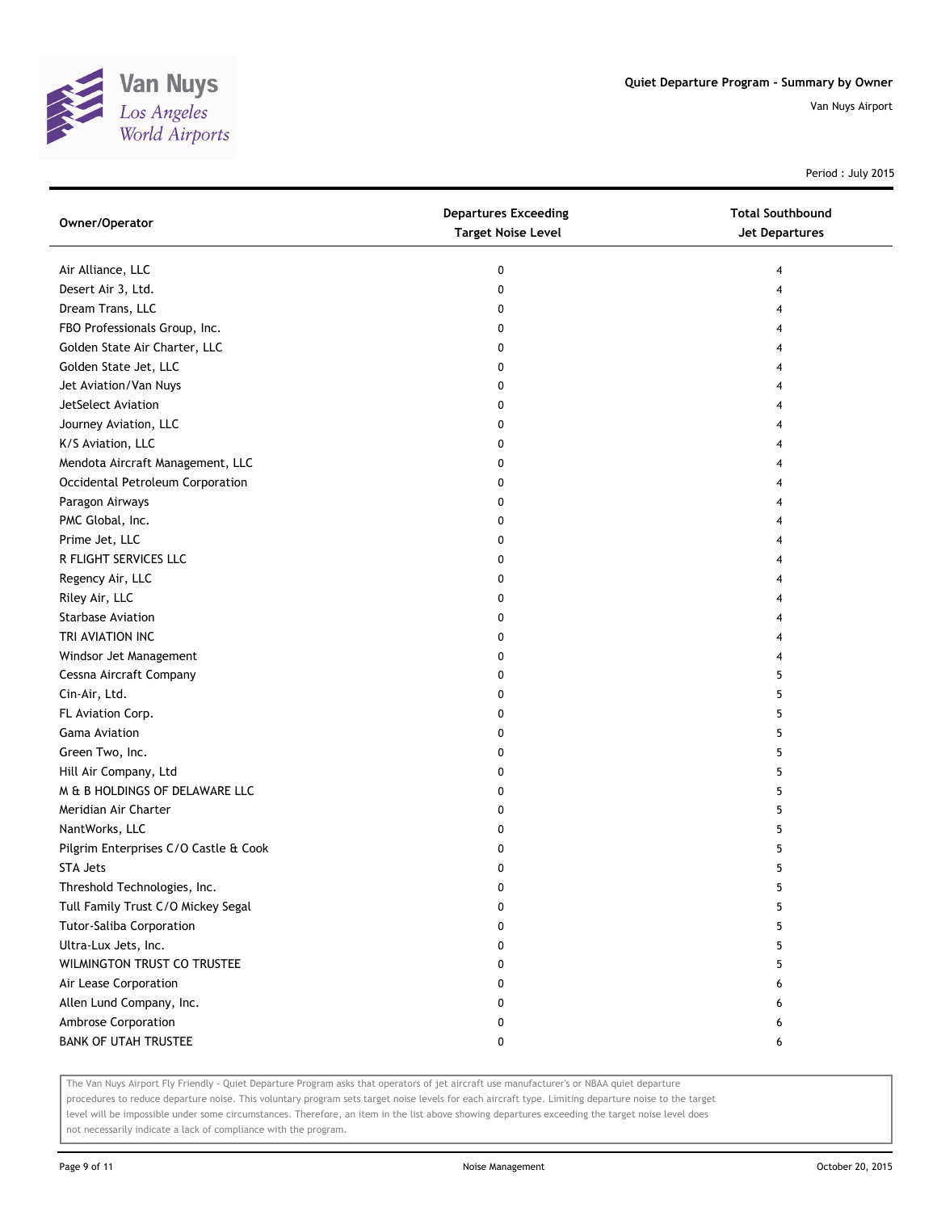Quiet Departure Program - Summary by Owner

Van Nuys Airport

Period : July 2015

| Owner/Operator | Departures Exceeding Target Noise Level | Total Southbound Jet Departures |
|---|---|---|
| Air Alliance, LLC | 0 | 4 |
| Desert Air 3, Ltd. | 0 | 4 |
| Dream Trans, LLC | 0 | 4 |
| FBO Professionals Group, Inc. | 0 | 4 |
| Golden State Air Charter, LLC | 0 | 4 |
| Golden State Jet, LLC | 0 | 4 |
| Jet Aviation/Van Nuys | 0 | 4 |
| JetSelect Aviation | 0 | 4 |
| Journey Aviation, LLC | 0 | 4 |
| K/S Aviation, LLC | 0 | 4 |
| Mendota Aircraft Management, LLC | 0 | 4 |
| Occidental Petroleum Corporation | 0 | 4 |
| Paragon Airways | 0 | 4 |
| PMC Global, Inc. | 0 | 4 |
| Prime Jet, LLC | 0 | 4 |
| R FLIGHT SERVICES LLC | 0 | 4 |
| Regency Air, LLC | 0 | 4 |
| Riley Air, LLC | 0 | 4 |
| Starbase Aviation | 0 | 4 |
| TRI AVIATION INC | 0 | 4 |
| Windsor Jet Management | 0 | 4 |
| Cessna Aircraft Company | 0 | 5 |
| Cin-Air, Ltd. | 0 | 5 |
| FL Aviation Corp. | 0 | 5 |
| Gama Aviation | 0 | 5 |
| Green Two, Inc. | 0 | 5 |
| Hill Air Company, Ltd | 0 | 5 |
| M & B HOLDINGS OF DELAWARE LLC | 0 | 5 |
| Meridian Air Charter | 0 | 5 |
| NantWorks, LLC | 0 | 5 |
| Pilgrim Enterprises C/O Castle & Cook | 0 | 5 |
| STA Jets | 0 | 5 |
| Threshold Technologies, Inc. | 0 | 5 |
| Tull Family Trust C/O Mickey Segal | 0 | 5 |
| Tutor-Saliba Corporation | 0 | 5 |
| Ultra-Lux Jets, Inc. | 0 | 5 |
| WILMINGTON TRUST CO TRUSTEE | 0 | 5 |
| Air Lease Corporation | 0 | 6 |
| Allen Lund Company, Inc. | 0 | 6 |
| Ambrose Corporation | 0 | 6 |
| BANK OF UTAH TRUSTEE | 0 | 6 |

The Van Nuys Airport Fly Friendly - Quiet Departure Program asks that operators of jet aircraft use manufacturer's or NBAA quiet departure procedures to reduce departure noise. This voluntary program sets target noise levels for each aircraft type. Limiting departure noise to the target level will be impossible under some circumstances. Therefore, an item in the list above showing departures exceeding the target noise level does not necessarily indicate a lack of compliance with the program.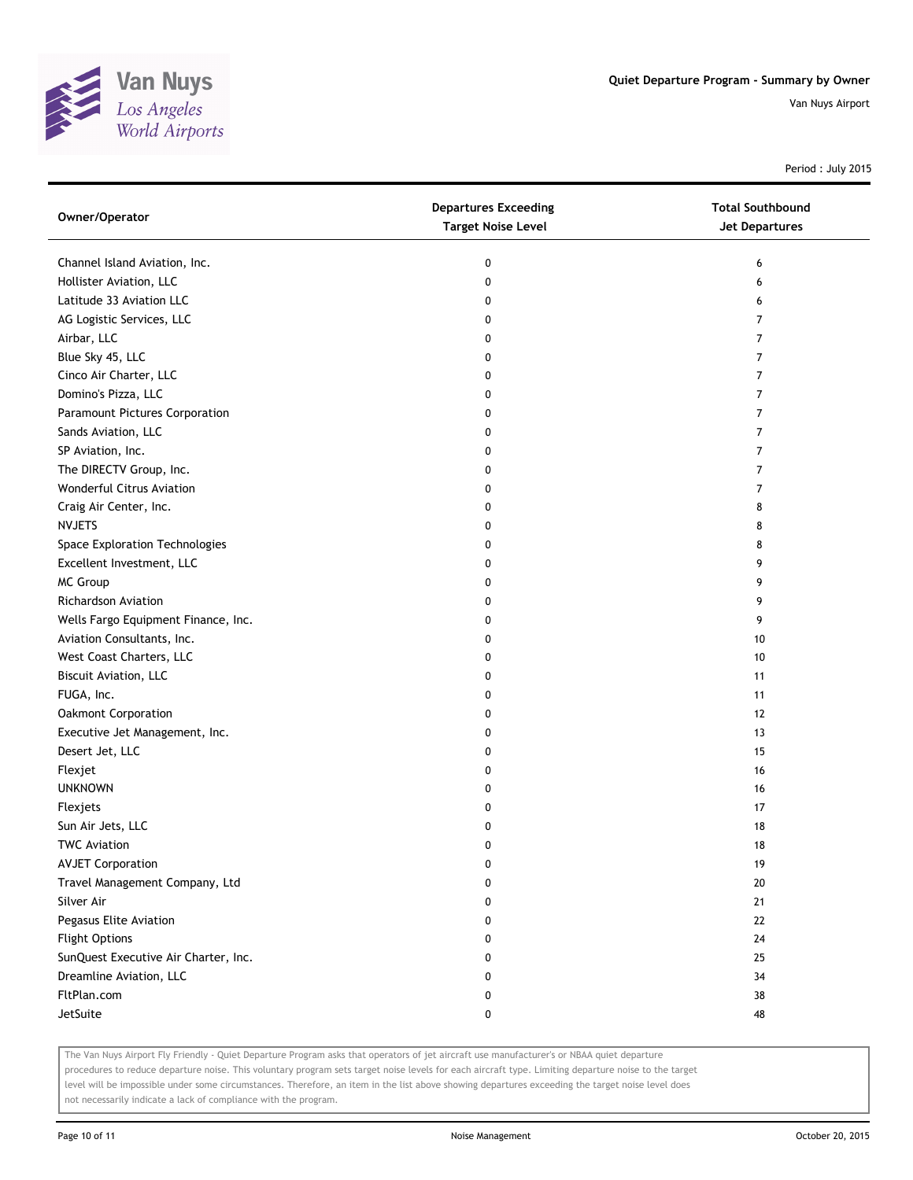# Quiet Departure Program - Summary by Owner

Van Nuys Airport

Period : July 2015

| Owner/Operator | Departures Exceeding Target Noise Level | Total Southbound Jet Departures |
|---|---|---|
| Channel Island Aviation, Inc. | 0 | 6 |
| Hollister Aviation, LLC | 0 | 6 |
| Latitude 33 Aviation LLC | 0 | 6 |
| AG Logistic Services, LLC | 0 | 7 |
| Airbar, LLC | 0 | 7 |
| Blue Sky 45, LLC | 0 | 7 |
| Cinco Air Charter, LLC | 0 | 7 |
| Domino's Pizza, LLC | 0 | 7 |
| Paramount Pictures Corporation | 0 | 7 |
| Sands Aviation, LLC | 0 | 7 |
| SP Aviation, Inc. | 0 | 7 |
| The DIRECTV Group, Inc. | 0 | 7 |
| Wonderful Citrus Aviation | 0 | 7 |
| Craig Air Center, Inc. | 0 | 8 |
| NVJETS | 0 | 8 |
| Space Exploration Technologies | 0 | 8 |
| Excellent Investment, LLC | 0 | 9 |
| MC Group | 0 | 9 |
| Richardson Aviation | 0 | 9 |
| Wells Fargo Equipment Finance, Inc. | 0 | 9 |
| Aviation Consultants, Inc. | 0 | 10 |
| West Coast Charters, LLC | 0 | 10 |
| Biscuit Aviation, LLC | 0 | 11 |
| FUGA, Inc. | 0 | 11 |
| Oakmont Corporation | 0 | 12 |
| Executive Jet Management, Inc. | 0 | 13 |
| Desert Jet, LLC | 0 | 15 |
| Flexjet | 0 | 16 |
| UNKNOWN | 0 | 16 |
| Flexjets | 0 | 17 |
| Sun Air Jets, LLC | 0 | 18 |
| TWC Aviation | 0 | 18 |
| AVJET Corporation | 0 | 19 |
| Travel Management Company, Ltd | 0 | 20 |
| Silver Air | 0 | 21 |
| Pegasus Elite Aviation | 0 | 22 |
| Flight Options | 0 | 24 |
| SunQuest Executive Air Charter, Inc. | 0 | 25 |
| Dreamline Aviation, LLC | 0 | 34 |
| FltPlan.com | 0 | 38 |
| JetSuite | 0 | 48 |

The Van Nuys Airport Fly Friendly - Quiet Departure Program asks that operators of jet aircraft use manufacturer's or NBAA quiet departure procedures to reduce departure noise. This voluntary program sets target noise levels for each aircraft type. Limiting departure noise to the target level will be impossible under some circumstances. Therefore, an item in the list above showing departures exceeding the target noise level does not necessarily indicate a lack of compliance with the program.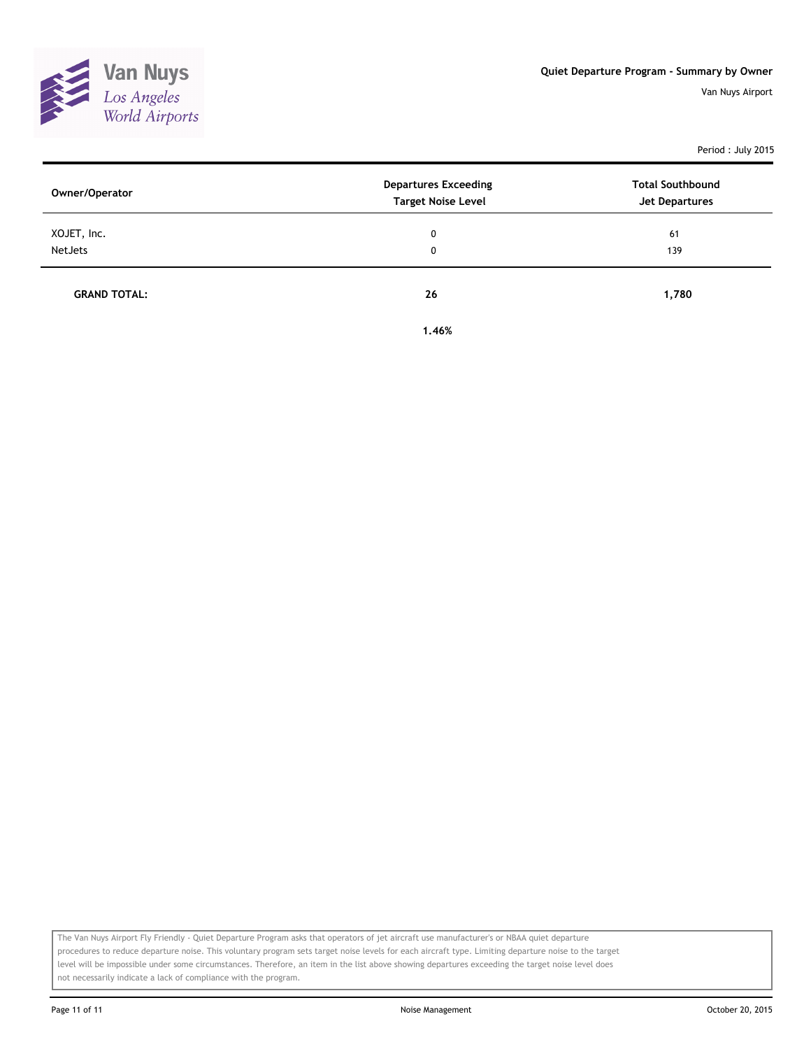# Quiet Departure Program - Summary by Owner

Van Nuys Airport

Period : July 2015

| Owner/Operator | Departures Exceeding Target Noise Level | Total Southbound Jet Departures |
|---|---|---|
| XOJET, Inc. | 0 | 61 |
| NetJets | 0 | 139 |
| **GRAND TOTAL:** | **26** | **1,780** |
| | **1.46%** | |

The Van Nuys Airport Fly Friendly - Quiet Departure Program asks that operators of jet aircraft use manufacturer's or NBAA quiet departure procedures to reduce departure noise. This voluntary program sets target noise levels for each aircraft type. Limiting departure noise to the target level will be impossible under some circumstances. Therefore, an item in the list above showing departures exceeding the target noise level does not necessarily indicate a lack of compliance with the program.